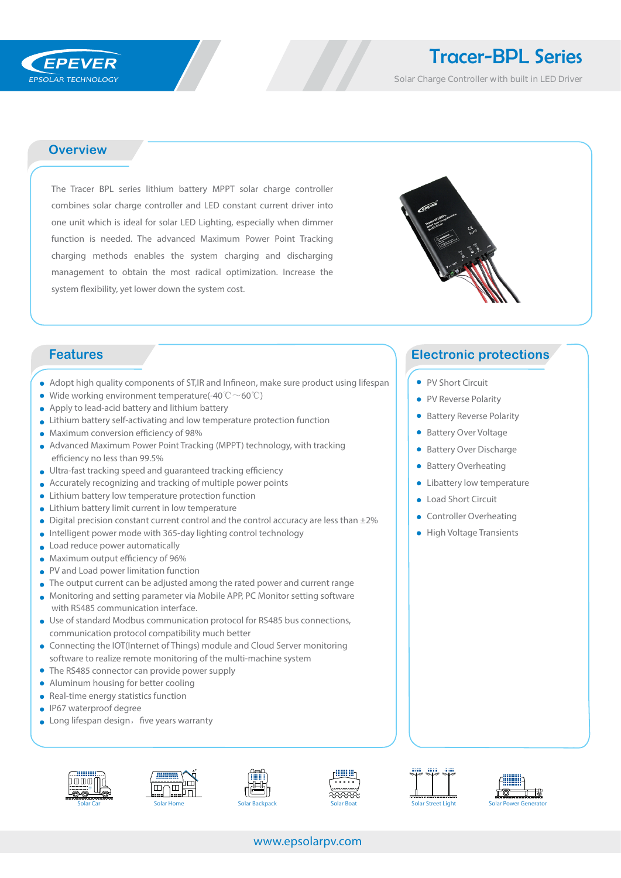EPEVER
EPSOLAR TECHNOLOGY

# Tracer-BPL Series

Solar Charge Controller with built in LED Driver

## Overview

The Tracer BPL series lithium battery MPPT solar charge controller combines solar charge controller and LED constant current driver into one unit which is ideal for solar LED Lighting, especially when dimmer function is needed. The advanced Maximum Power Point Tracking charging methods enables the system charging and discharging management to obtain the most radical optimization. Increase the system flexibility, yet lower down the system cost.

## Features

- Adopt high quality components of ST,IR and Infineon, make sure product using lifespan
- Wide working environment temperature(-40℃～60℃)
- Apply to lead-acid battery and lithium battery
- Lithium battery self-activating and low temperature protection function
- Maximum conversion efficiency of 98%
- Advanced Maximum Power Point Tracking (MPPT) technology, with tracking efficiency no less than 99.5%
- Ultra-fast tracking speed and guaranteed tracking efficiency
- Accurately recognizing and tracking of multiple power points
- Lithium battery low temperature protection function
- Lithium battery limit current in low temperature
- Digital precision constant current control and the control accuracy are less than ±2%
- Intelligent power mode with 365-day lighting control technology
- Load reduce power automatically
- Maximum output efficiency of 96%
- PV and Load power limitation function
- The output current can be adjusted among the rated power and current range
- Monitoring and setting parameter via Mobile APP, PC Monitor setting software with RS485 communication interface.
- Use of standard Modbus communication protocol for RS485 bus connections, communication protocol compatibility much better
- Connecting the IOT(Internet of Things) module and Cloud Server monitoring software to realize remote monitoring of the multi-machine system
- The RS485 connector can provide power supply
- Aluminum housing for better cooling
- Real-time energy statistics function
- IP67 waterproof degree
- Long lifespan design，five years warranty

## Electronic protections

- PV Short Circuit
- PV Reverse Polarity
- Battery Reverse Polarity
- Battery Over Voltage
- Battery Over Discharge
- Battery Overheating
- Libattery low temperature
- Load Short Circuit
- Controller Overheating
- High Voltage Transients

Solar Car | Solar Home | Solar Backpack | Solar Boat | Solar Street Light | Solar Power Generator

www.epsolarpv.com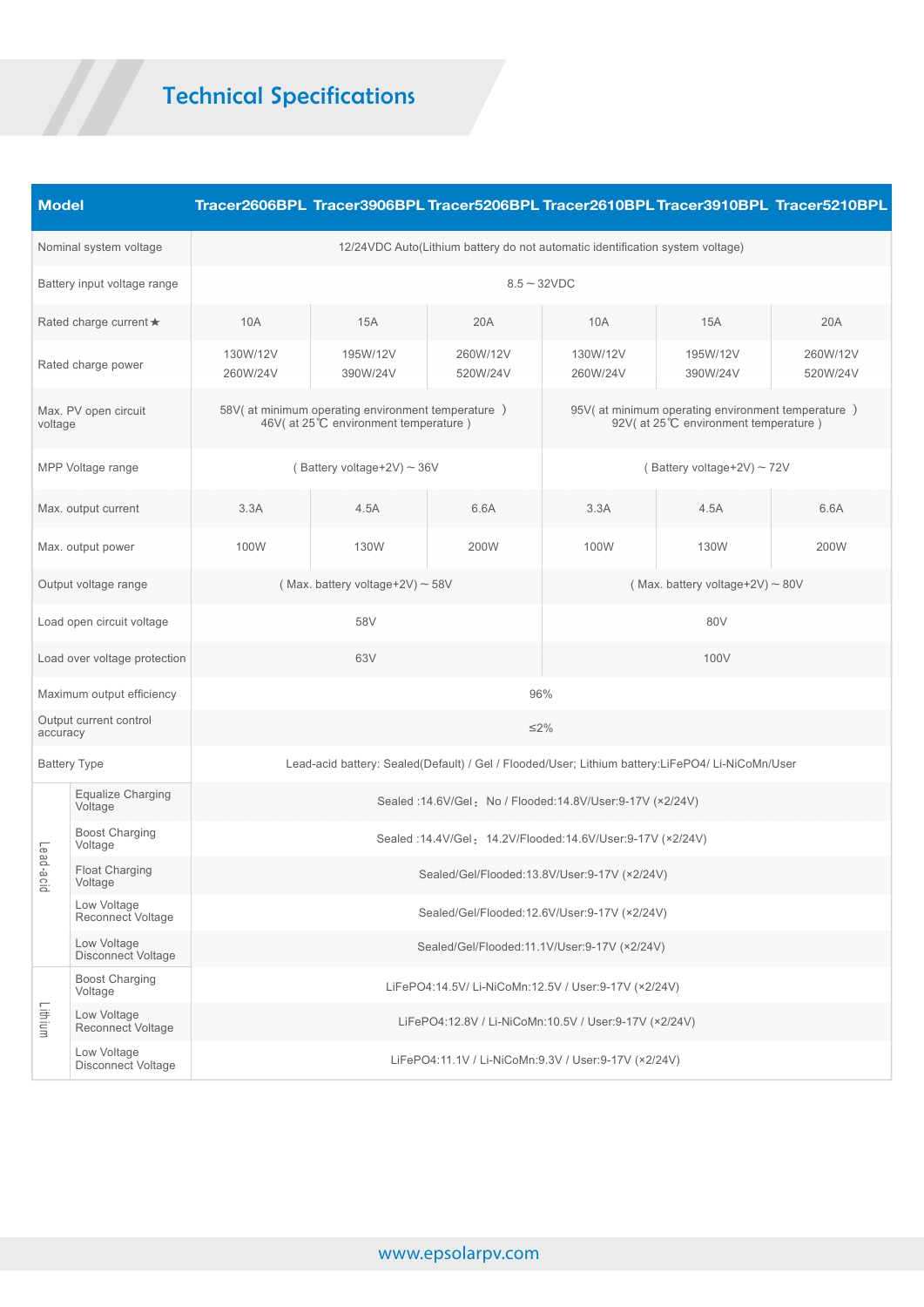## Technical Specifications

| Model | | Tracer2606BPL | Tracer3906BPL | Tracer5206BPL | Tracer2610BPL | Tracer3910BPL | Tracer5210BPL |
|---|---|---|---|---|---|---|---|
| Nominal system voltage | | 12/24VDC Auto(Lithium battery do not automatic identification system voltage) | | | | | |
| Battery input voltage range | | 8.5～32VDC | | | | | |
| Rated charge current★ | | 10A | 15A | 20A | 10A | 15A | 20A |
| Rated charge power | | 130W/12V 260W/24V | 195W/12V 390W/24V | 260W/12V 520W/24V | 130W/12V 260W/24V | 195W/12V 390W/24V | 260W/12V 520W/24V |
| Max. PV open circuit voltage | | 58V( at minimum operating environment temperature ) 46V( at 25℃ environment temperature ) | | | 95V( at minimum operating environment temperature ) 92V( at 25℃ environment temperature ) | | |
| MPP Voltage range | | ( Battery voltage+2V)～36V | | | ( Battery voltage+2V)～72V | | |
| Max. output current | | 3.3A | 4.5A | 6.6A | 3.3A | 4.5A | 6.6A |
| Max. output power | | 100W | 130W | 200W | 100W | 130W | 200W |
| Output voltage range | | ( Max. battery voltage+2V)～58V | | | ( Max. battery voltage+2V)～80V | | |
| Load open circuit voltage | | 58V | | | 80V | | |
| Load over voltage protection | | 63V | | | 100V | | |
| Maximum output efficiency | | 96% | | | | | |
| Output current control accuracy | | ≤2% | | | | | |
| Battery Type | | Lead-acid battery: Sealed(Default) / Gel / Flooded/User; Lithium battery:LiFePO4/ Li-NiCoMn/User | | | | | |
| Lead-acid | Equalize Charging Voltage | Sealed :14.6V/Gel： No / Flooded:14.8V/User:9-17V (×2/24V) | | | | | |
| | Boost Charging Voltage | Sealed :14.4V/Gel： 14.2V/Flooded:14.6V/User:9-17V (×2/24V) | | | | | |
| | Float Charging Voltage | Sealed/Gel/Flooded:13.8V/User:9-17V (×2/24V) | | | | | |
| | Low Voltage Reconnect Voltage | Sealed/Gel/Flooded:12.6V/User:9-17V (×2/24V) | | | | | |
| | Low Voltage Disconnect Voltage | Sealed/Gel/Flooded:11.1V/User:9-17V (×2/24V) | | | | | |
| Lithium | Boost Charging Voltage | LiFePO4:14.5V/ Li-NiCoMn:12.5V / User:9-17V (×2/24V) | | | | | |
| | Low Voltage Reconnect Voltage | LiFePO4:12.8V / Li-NiCoMn:10.5V / User:9-17V (×2/24V) | | | | | |
| | Low Voltage Disconnect Voltage | LiFePO4:11.1V / Li-NiCoMn:9.3V / User:9-17V (×2/24V) | | | | | |

www.epsolarpv.com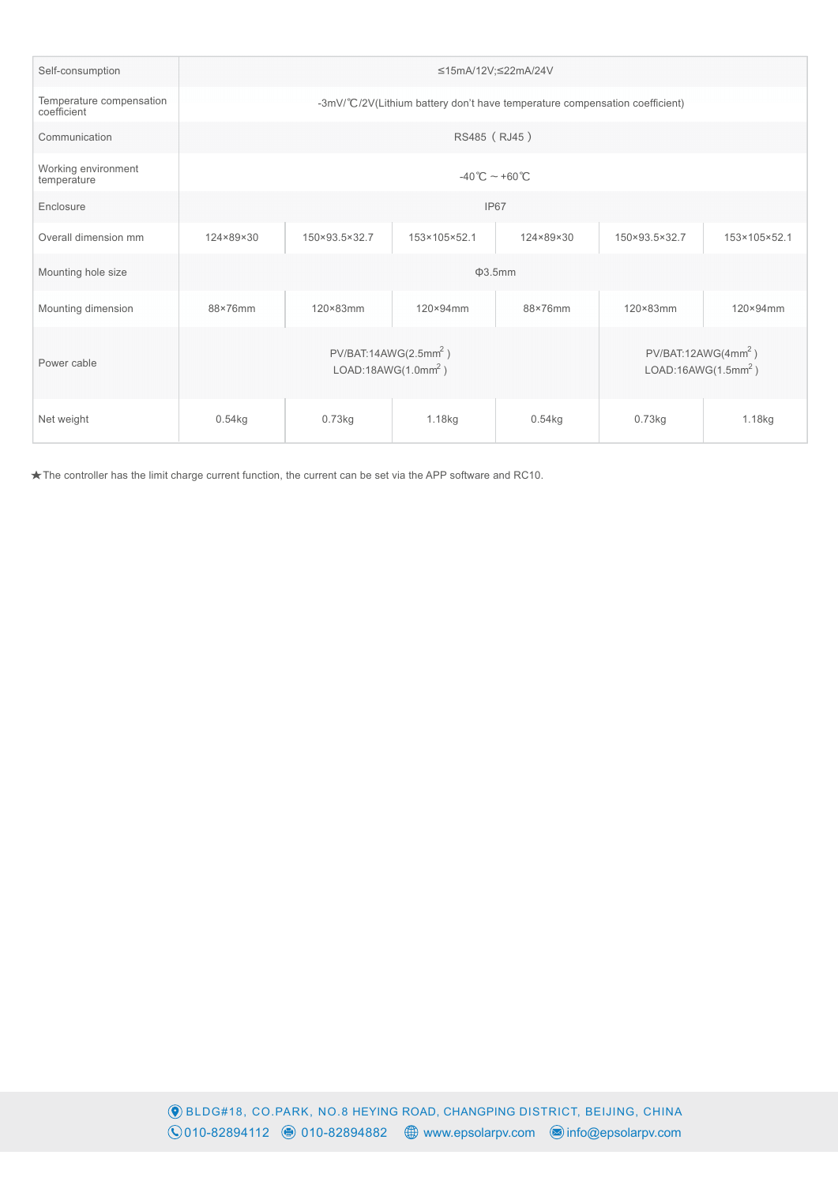| | | | | | | |
|---|---|---|---|---|---|---|
| Self-consumption | ≤15mA/12V;≤22mA/24V | | | | | |
| Temperature compensation coefficient | -3mV/℃/2V(Lithium battery don't have temperature compensation coefficient) | | | | | |
| Communication | RS485（RJ45） | | | | | |
| Working environment temperature | -40℃ ~ +60℃ | | | | | |
| Enclosure | IP67 | | | | | |
| Overall dimension mm | 124×89×30 | 150×93.5×32.7 | 153×105×52.1 | 124×89×30 | 150×93.5×32.7 | 153×105×52.1 |
| Mounting hole size | Φ3.5mm | | | | | |
| Mounting dimension | 88×76mm | 120×83mm | 120×94mm | 88×76mm | 120×83mm | 120×94mm |
| Power cable | PV/BAT:14AWG(2.5mm$^2$) LOAD:18AWG(1.0mm$^2$) | | | | PV/BAT:12AWG(4mm$^2$) LOAD:16AWG(1.5mm$^2$) | |
| Net weight | 0.54kg | 0.73kg | 1.18kg | 0.54kg | 0.73kg | 1.18kg |

★The controller has the limit charge current function, the current can be set via the APP software and RC10.